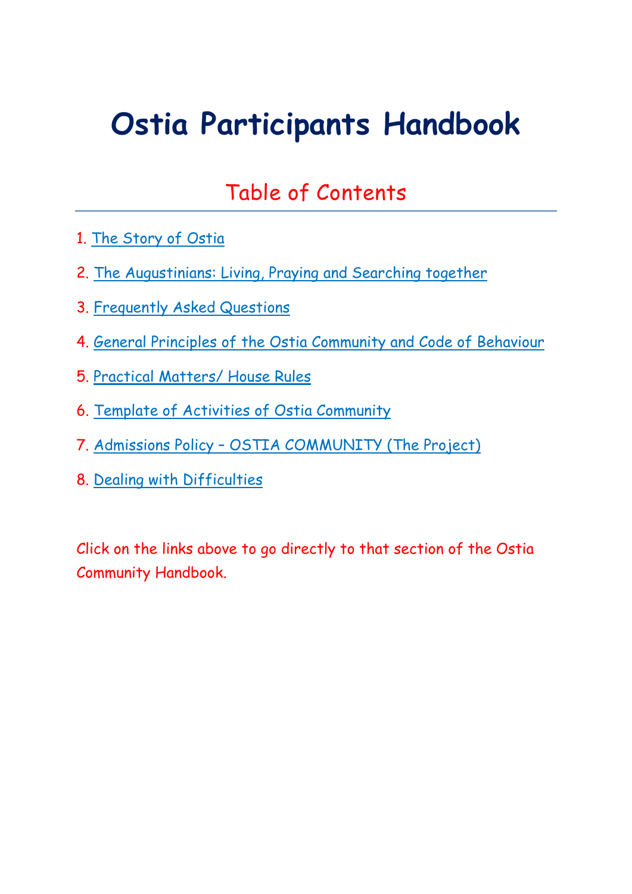# Ostia Participants Handbook

## Table of Contents

1. The Story of Ostia
2. The Augustinians: Living, Praying and Searching together
3. Frequently Asked Questions
4. General Principles of the Ostia Community and Code of Behaviour
5. Practical Matters/ House Rules
6. Template of Activities of Ostia Community
7. Admissions Policy – OSTIA COMMUNITY (The Project)
8. Dealing with Difficulties

Click on the links above to go directly to that section of the Ostia Community Handbook.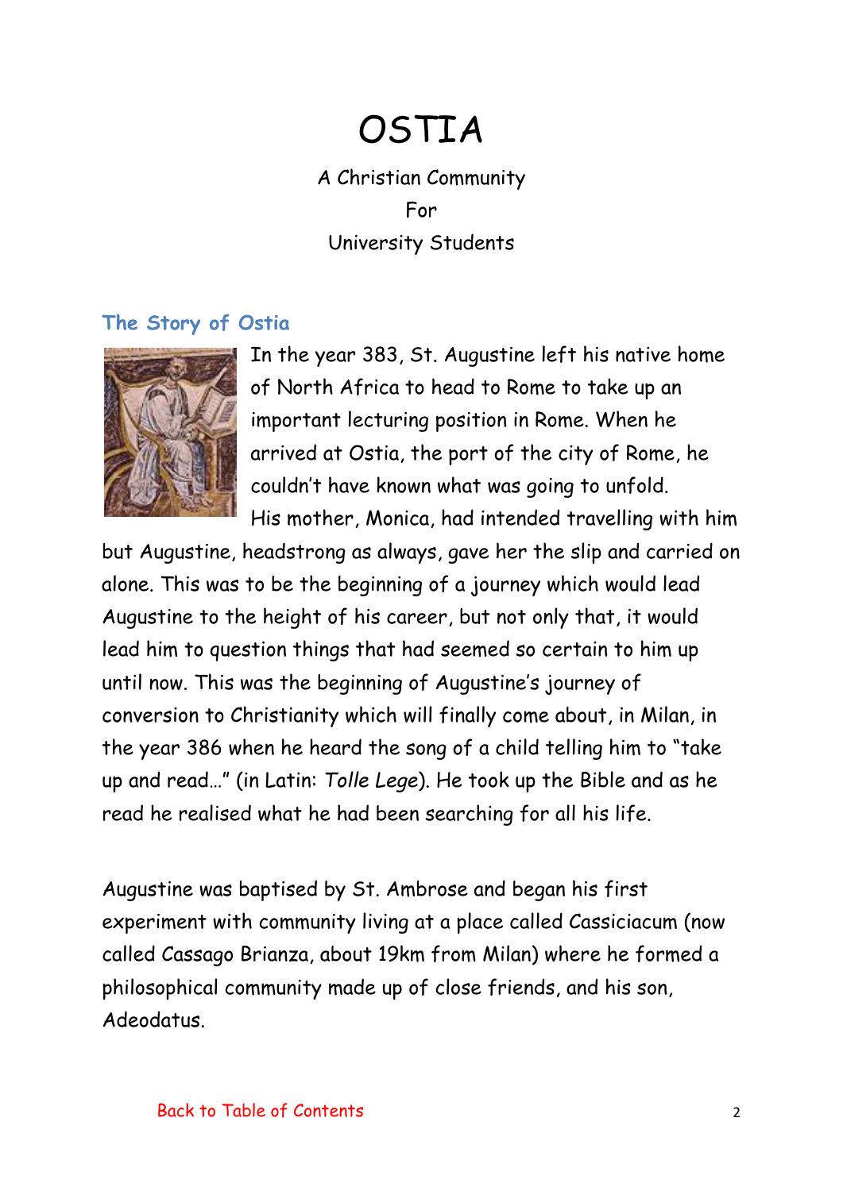# OSTIA

A Christian Community
For
University Students

## The Story of Ostia

In the year 383, St. Augustine left his native home of North Africa to head to Rome to take up an important lecturing position in Rome. When he arrived at Ostia, the port of the city of Rome, he couldn't have known what was going to unfold. His mother, Monica, had intended travelling with him but Augustine, headstrong as always, gave her the slip and carried on alone. This was to be the beginning of a journey which would lead Augustine to the height of his career, but not only that, it would lead him to question things that had seemed so certain to him up until now. This was the beginning of Augustine's journey of conversion to Christianity which will finally come about, in Milan, in the year 386 when he heard the song of a child telling him to "take up and read…" (in Latin: *Tolle Lege*). He took up the Bible and as he read he realised what he had been searching for all his life.

Augustine was baptised by St. Ambrose and began his first experiment with community living at a place called Cassiciacum (now called Cassago Brianza, about 19km from Milan) where he formed a philosophical community made up of close friends, and his son, Adeodatus.

Back to Table of Contents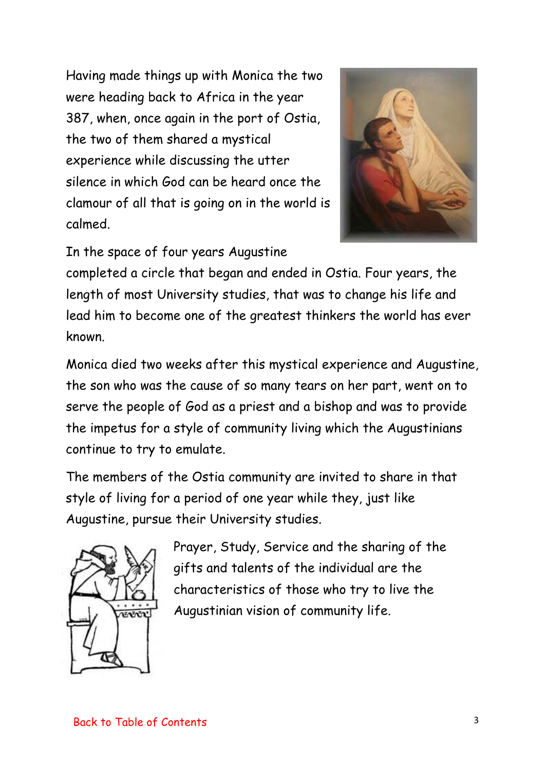Having made things up with Monica the two were heading back to Africa in the year 387, when, once again in the port of Ostia, the two of them shared a mystical experience while discussing the utter silence in which God can be heard once the clamour of all that is going on in the world is calmed.

In the space of four years Augustine completed a circle that began and ended in Ostia. Four years, the length of most University studies, that was to change his life and lead him to become one of the greatest thinkers the world has ever known.

Monica died two weeks after this mystical experience and Augustine, the son who was the cause of so many tears on her part, went on to serve the people of God as a priest and a bishop and was to provide the impetus for a style of community living which the Augustinians continue to try to emulate.

The members of the Ostia community are invited to share in that style of living for a period of one year while they, just like Augustine, pursue their University studies.

Prayer, Study, Service and the sharing of the gifts and talents of the individual are the characteristics of those who try to live the Augustinian vision of community life.

Back to Table of Contents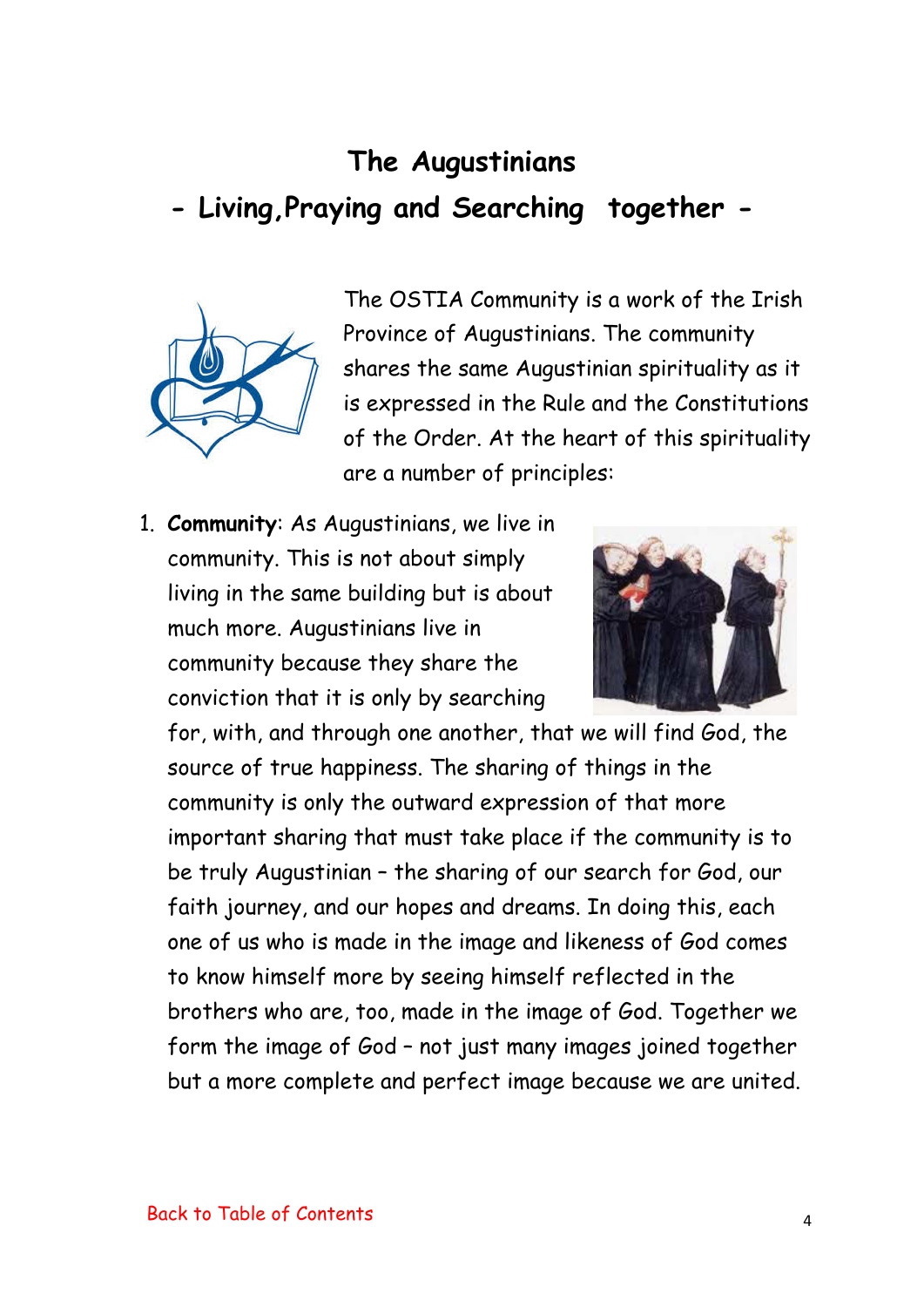# The Augustinians

## - Living,Praying and Searching together -

The OSTIA Community is a work of the Irish Province of Augustinians. The community shares the same Augustinian spirituality as it is expressed in the Rule and the Constitutions of the Order. At the heart of this spirituality are a number of principles:

1. **Community**: As Augustinians, we live in community. This is not simply living in the same building but is about much more. Augustinians live in community because they share the conviction that it is only by searching for, with, and through one another, that we will find God, the source of true happiness. The sharing of things in the community is only the outward expression of that more important sharing that must take place if the community is to be truly Augustinian – the sharing of our search for God, our faith journey, and our hopes and dreams. In doing this, each one of us who is made in the image and likeness of God comes to know himself more by seeing himself reflected in the brothers who are, too, made in the image of God. Together we form the image of God – not just many images joined together but a more complete and perfect image because we are united.

Back to Table of Contents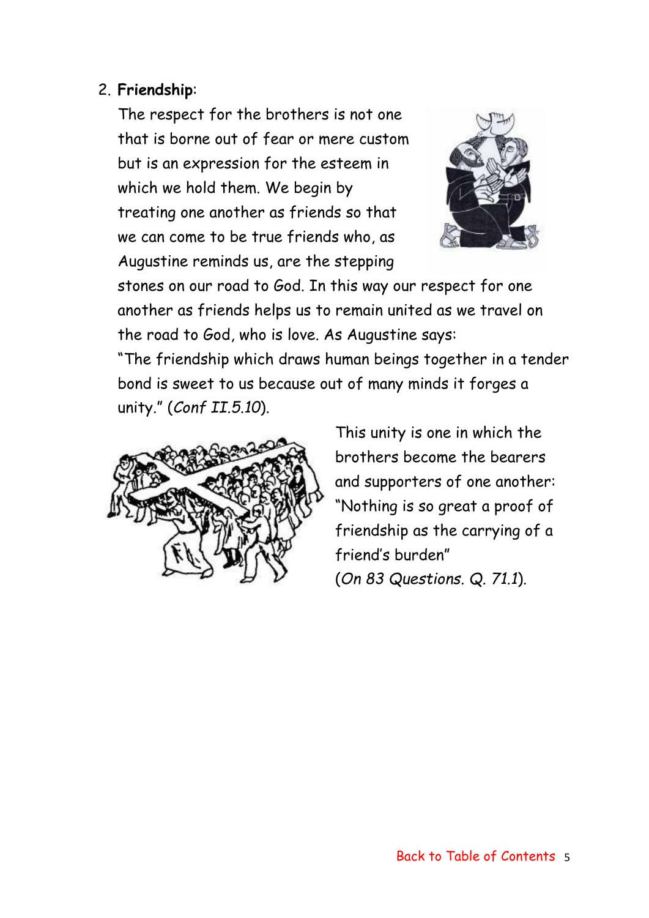2. **Friendship**:

   The respect for the brothers is not one that is borne out of fear or mere custom but is an expression for the esteem in which we hold them. We begin by treating one another as friends so that we can come to be true friends who, as Augustine reminds us, are the stepping stones on our road to God. In this way our respect for one another as friends helps us to remain united as we travel on the road to God, who is love. As Augustine says:

   "The friendship which draws human beings together in a tender bond is sweet to us because out of many minds it forges a unity." (*Conf II.5.10*).

   This unity is one in which the brothers become the bearers and supporters of one another: "Nothing is so great a proof of friendship as the carrying of a friend's burden" (*On 83 Questions. Q. 71.1*).

Back to Table of Contents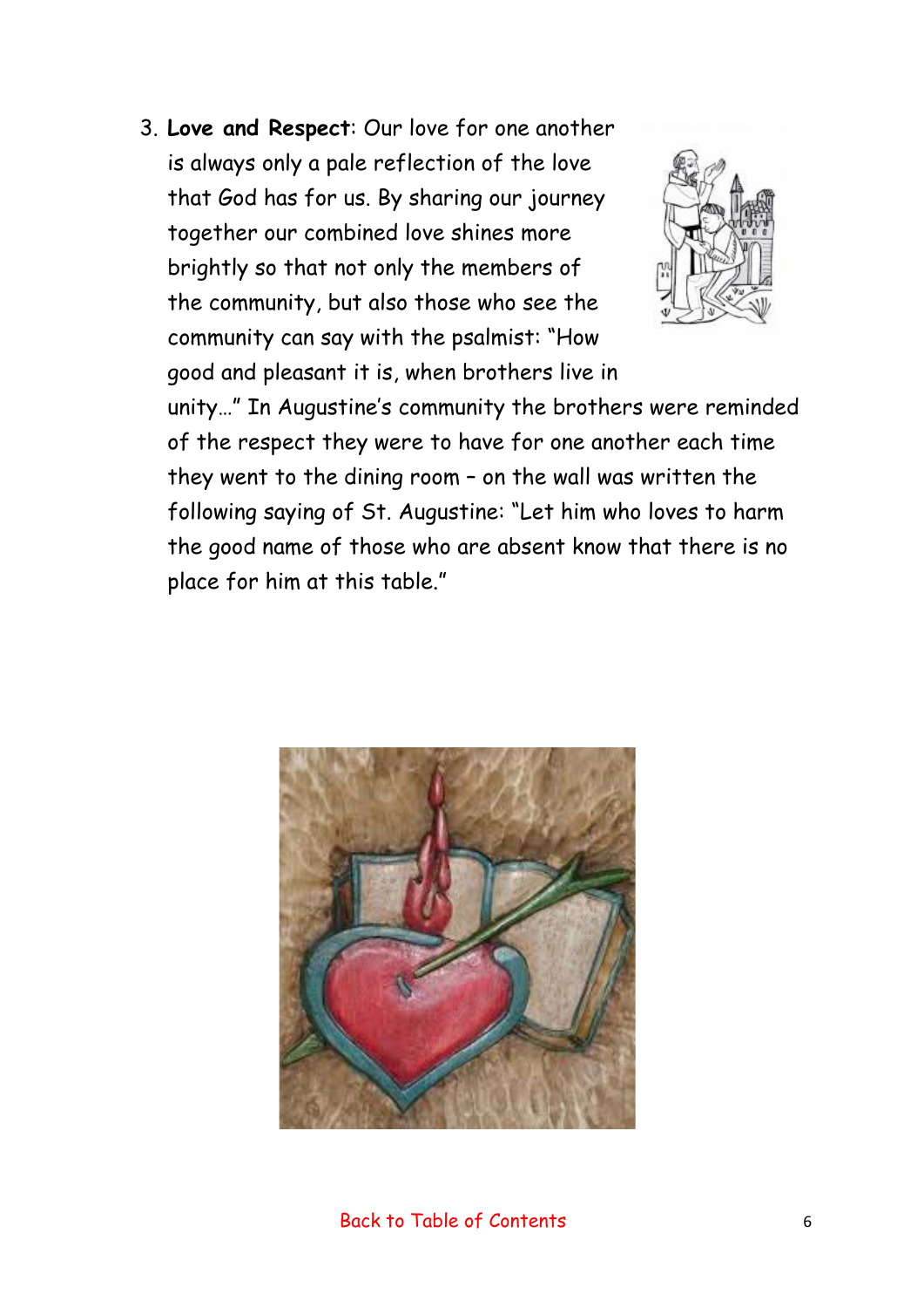3. **Love and Respect**: Our love for one another is always only a pale reflection of the love that God has for us. By sharing our journey together our combined love shines more brightly so that not only the members of the community, but also those who see the community can say with the psalmist: "How good and pleasant it is, when brothers live in unity…" In Augustine's community the brothers were reminded of the respect they were to have for one another each time they went to the dining room – on the wall was written the following saying of St. Augustine: "Let him who loves to harm the good name of those who are absent know that there is no place for him at this table."

Back to Table of Contents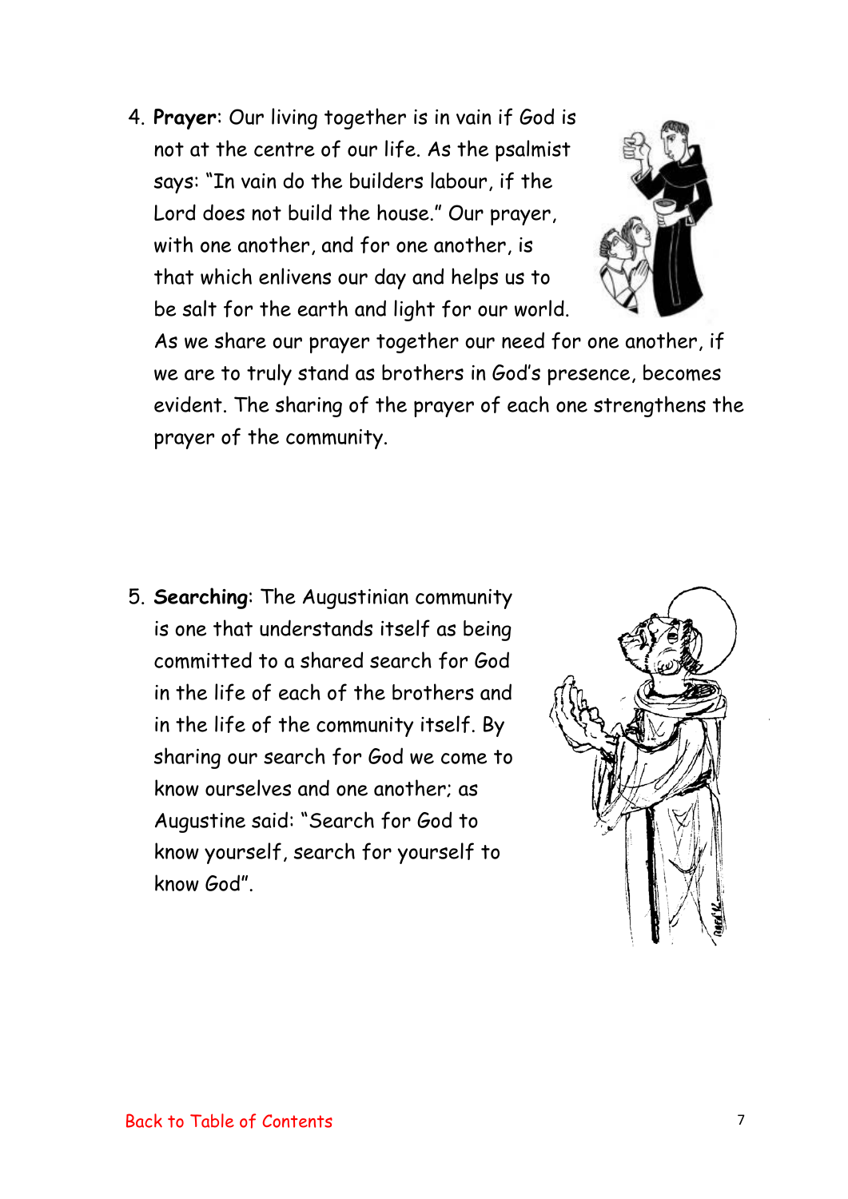4. **Prayer**: Our living together is in vain if God is not at the centre of our life. As the psalmist says: "In vain do the builders labour, if the Lord does not build the house." Our prayer, with one another, and for one another, is that which enlivens our day and helps us to be salt for the earth and light for our world. As we share our prayer together our need for one another, if we are to truly stand as brothers in God's presence, becomes evident. The sharing of the prayer of each one strengthens the prayer of the community.

5. **Searching**: The Augustinian community is one that understands itself as being committed to a shared search for God in the life of each of the brothers and in the life of the community itself. By sharing our search for God we come to know ourselves and one another; as Augustine said: "Search for God to know yourself, search for yourself to know God".

Back to Table of Contents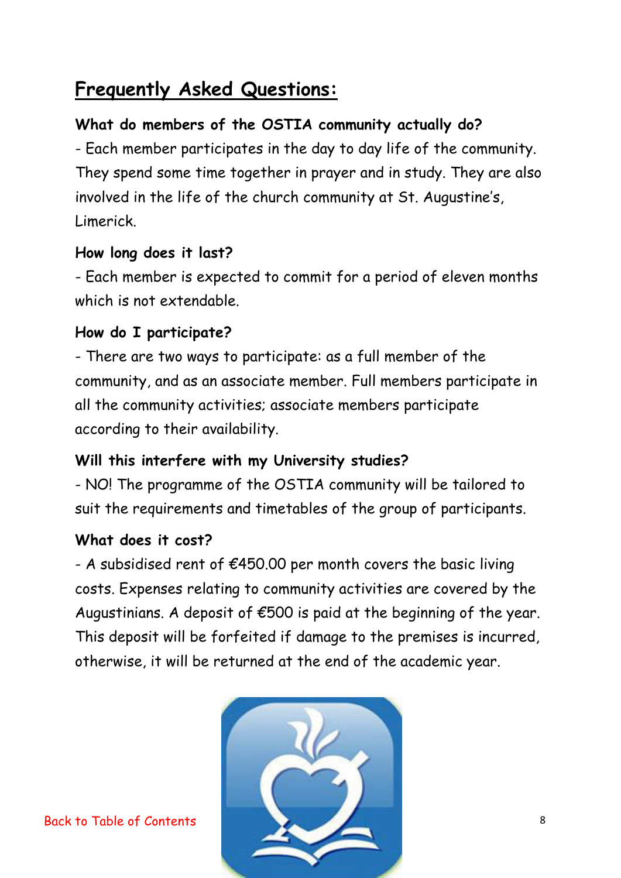# Frequently Asked Questions:

**What do members of the OSTIA community actually do?**

- Each member participates in the day to day life of the community. They spend some time together in prayer and in study. They are also involved in the life of the church community at St. Augustine's, Limerick.

**How long does it last?**

- Each member is expected to commit for a period of eleven months which is not extendable.

**How do I participate?**

- There are two ways to participate: as a full member of the community, and as an associate member. Full members participate in all the community activities; associate members participate according to their availability.

**Will this interfere with my University studies?**

- NO! The programme of the OSTIA community will be tailored to suit the requirements and timetables of the group of participants.

**What does it cost?**

- A subsidised rent of €450.00 per month covers the basic living costs. Expenses relating to community activities are covered by the Augustinians. A deposit of €500 is paid at the beginning of the year. This deposit will be forfeited if damage to the premises is incurred, otherwise, it will be returned at the end of the academic year.

Back to Table of Contents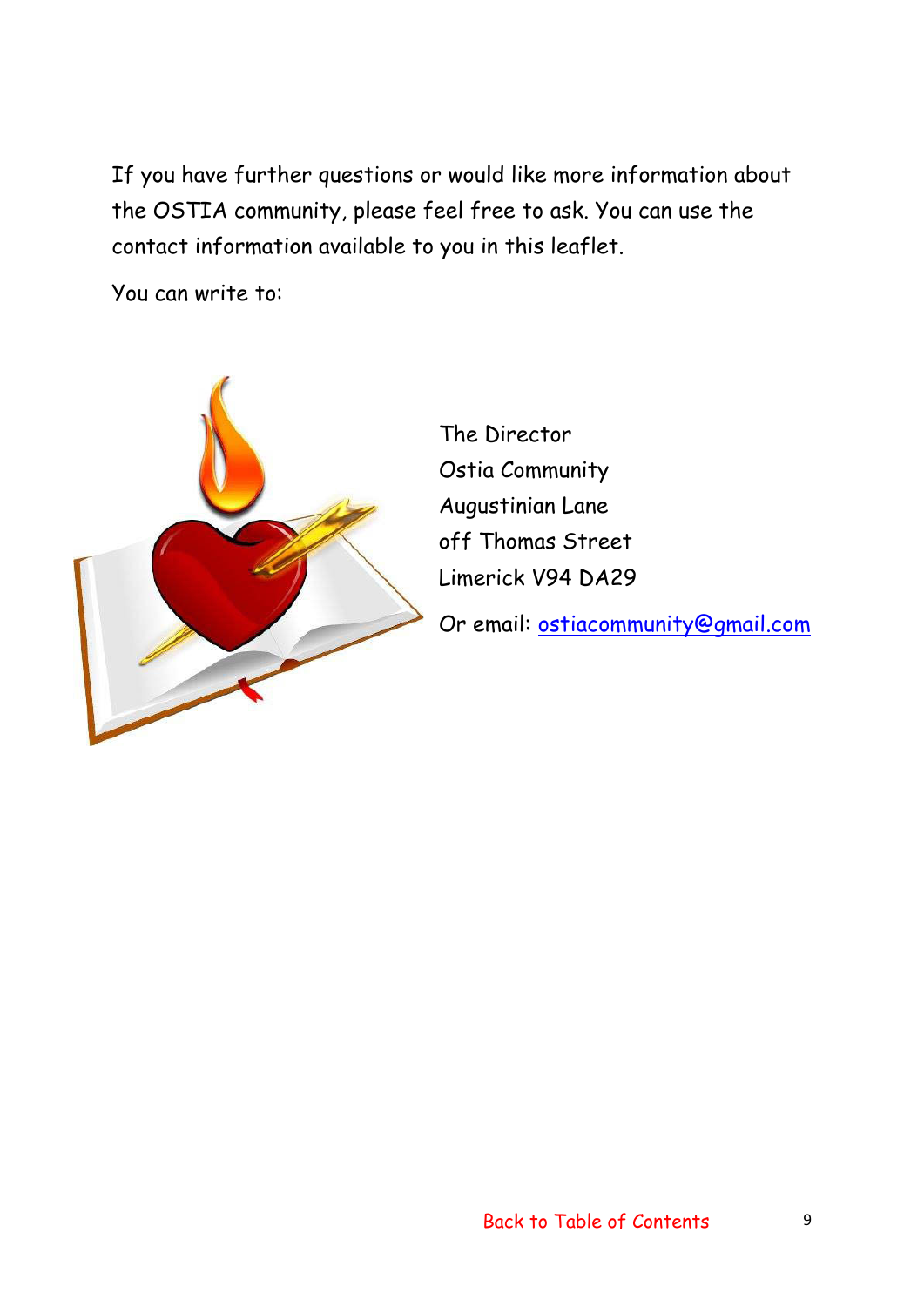If you have further questions or would like more information about the OSTIA community, please feel free to ask. You can use the contact information available to you in this leaflet.

You can write to:

The Director
Ostia Community
Augustinian Lane
off Thomas Street
Limerick V94 DA29

Or email: ostiacommunity@gmail.com

Back to Table of Contents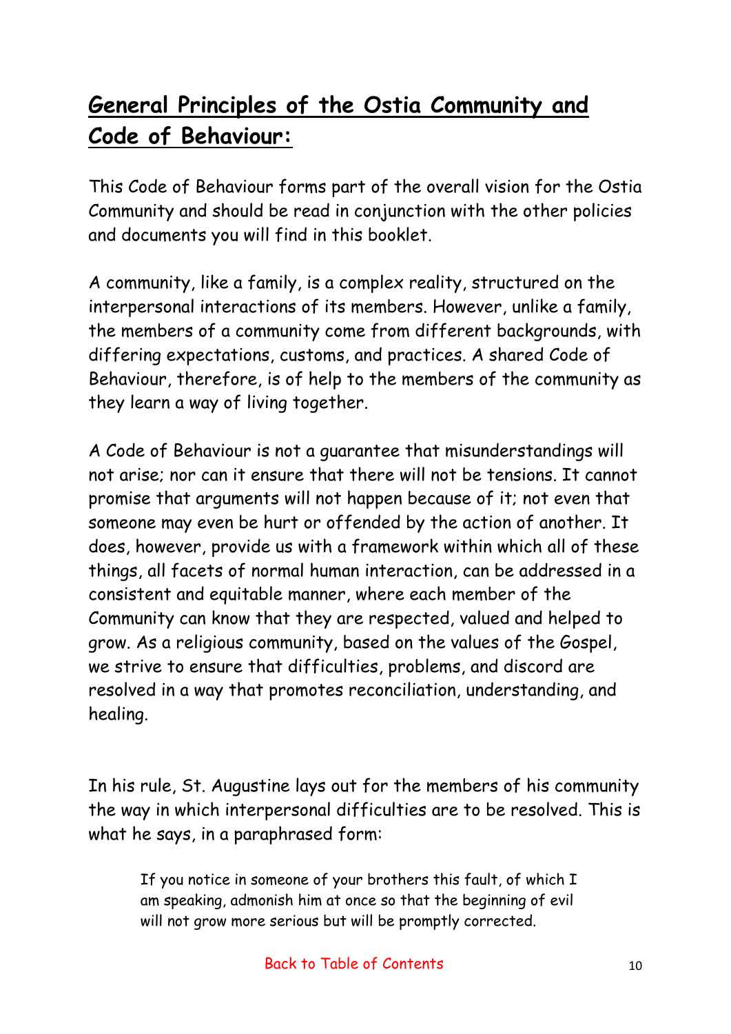## General Principles of the Ostia Community and Code of Behaviour:

This Code of Behaviour forms part of the overall vision for the Ostia Community and should be read in conjunction with the other policies and documents you will find in this booklet.

A community, like a family, is a complex reality, structured on the interpersonal interactions of its members. However, unlike a family, the members of a community come from different backgrounds, with differing expectations, customs, and practices. A shared Code of Behaviour, therefore, is of help to the members of the community as they learn a way of living together.

A Code of Behaviour is not a guarantee that misunderstandings will not arise; nor can it ensure that there will not be tensions. It cannot promise that arguments will not happen because of it; not even that someone may even be hurt or offended by the action of another. It does, however, provide us with a framework within which all of these things, all facets of normal human interaction, can be addressed in a consistent and equitable manner, where each member of the Community can know that they are respected, valued and helped to grow. As a religious community, based on the values of the Gospel, we strive to ensure that difficulties, problems, and discord are resolved in a way that promotes reconciliation, understanding, and healing.

In his rule, St. Augustine lays out for the members of his community the way in which interpersonal difficulties are to be resolved. This is what he says, in a paraphrased form:

> If you notice in someone of your brothers this fault, of which I am speaking, admonish him at once so that the beginning of evil will not grow more serious but will be promptly corrected.

Back to Table of Contents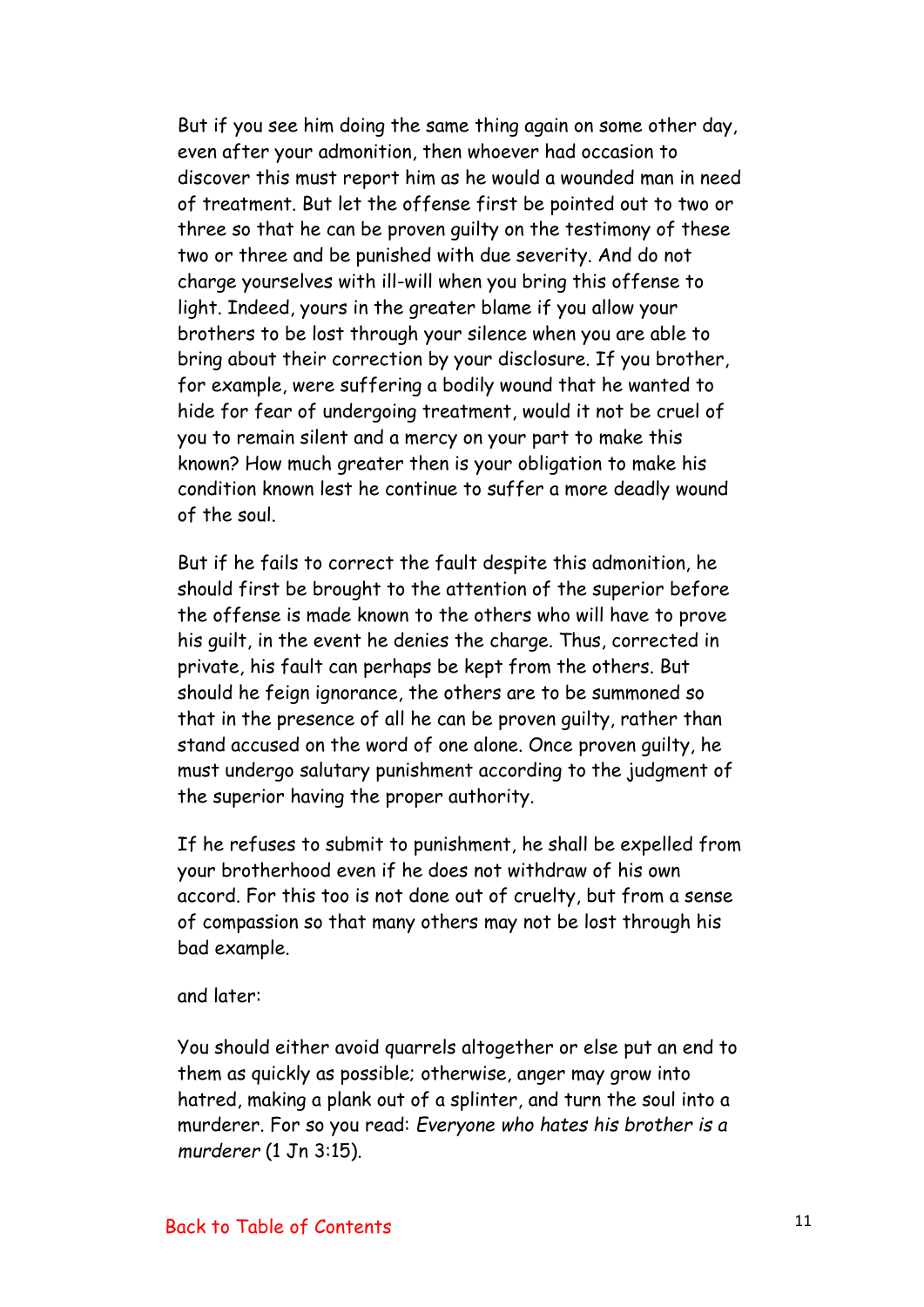But if you see him doing the same thing again on some other day, even after your admonition, then whoever had occasion to discover this must report him as he would a wounded man in need of treatment. But let the offense first be pointed out to two or three so that he can be proven guilty on the testimony of these two or three and be punished with due severity. And do not charge yourselves with ill-will when you bring this offense to light. Indeed, yours in the greater blame if you allow your brothers to be lost through your silence when you are able to bring about their correction by your disclosure. If you brother, for example, were suffering a bodily wound that he wanted to hide for fear of undergoing treatment, would it not be cruel of you to remain silent and a mercy on your part to make this known? How much greater then is your obligation to make his condition known lest he continue to suffer a more deadly wound of the soul.

But if he fails to correct the fault despite this admonition, he should first be brought to the attention of the superior before the offense is made known to the others who will have to prove his guilt, in the event he denies the charge. Thus, corrected in private, his fault can perhaps be kept from the others. But should he feign ignorance, the others are to be summoned so that in the presence of all he can be proven guilty, rather than stand accused on the word of one alone. Once proven guilty, he must undergo salutary punishment according to the judgment of the superior having the proper authority.

If he refuses to submit to punishment, he shall be expelled from your brotherhood even if he does not withdraw of his own accord. For this too is not done out of cruelty, but from a sense of compassion so that many others may not be lost through his bad example.

and later:

You should either avoid quarrels altogether or else put an end to them as quickly as possible; otherwise, anger may grow into hatred, making a plank out of a splinter, and turn the soul into a murderer. For so you read: *Everyone who hates his brother is a murderer* (1 Jn 3:15).

Back to Table of Contents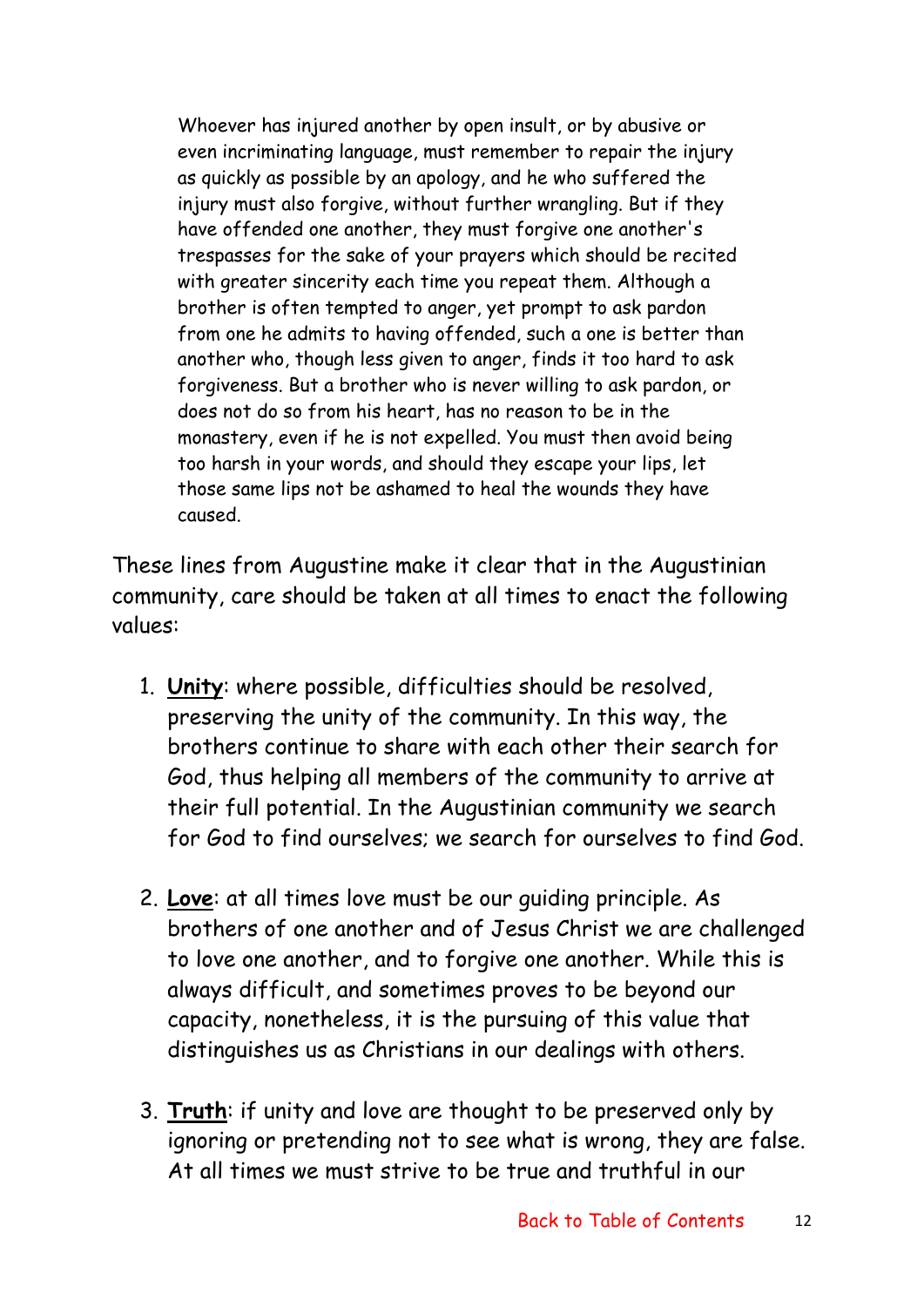> Whoever has injured another by open insult, or by abusive or even incriminating language, must remember to repair the injury as quickly as possible by an apology, and he who suffered the injury must also forgive, without further wrangling. But if they have offended one another, they must forgive one another's trespasses for the sake of your prayers which should be recited with greater sincerity each time you repeat them. Although a brother is often tempted to anger, yet prompt to ask pardon from one he admits to having offended, such a one is better than another who, though less given to anger, finds it too hard to ask forgiveness. But a brother who is never willing to ask pardon, or does not do so from his heart, has no reason to be in the monastery, even if he is not expelled. You must then avoid being too harsh in your words, and should they escape your lips, let those same lips not be ashamed to heal the wounds they have caused.

These lines from Augustine make it clear that in the Augustinian community, care should be taken at all times to enact the following values:

1. **Unity**: where possible, difficulties should be resolved, preserving the unity of the community. In this way, the brothers continue to share with each other their search for God, thus helping all members of the community to arrive at their full potential. In the Augustinian community we search for God to find ourselves; we search for ourselves to find God.

2. **Love**: at all times love must be our guiding principle. As brothers of one another and of Jesus Christ we are challenged to love one another, and to forgive one another. While this is always difficult, and sometimes proves to be beyond our capacity, nonetheless, it is the pursuing of this value that distinguishes us as Christians in our dealings with others.

3. **Truth**: if unity and love are thought to be preserved only by ignoring or pretending not to see what is wrong, they are false. At all times we must strive to be true and truthful in our

Back to Table of Contents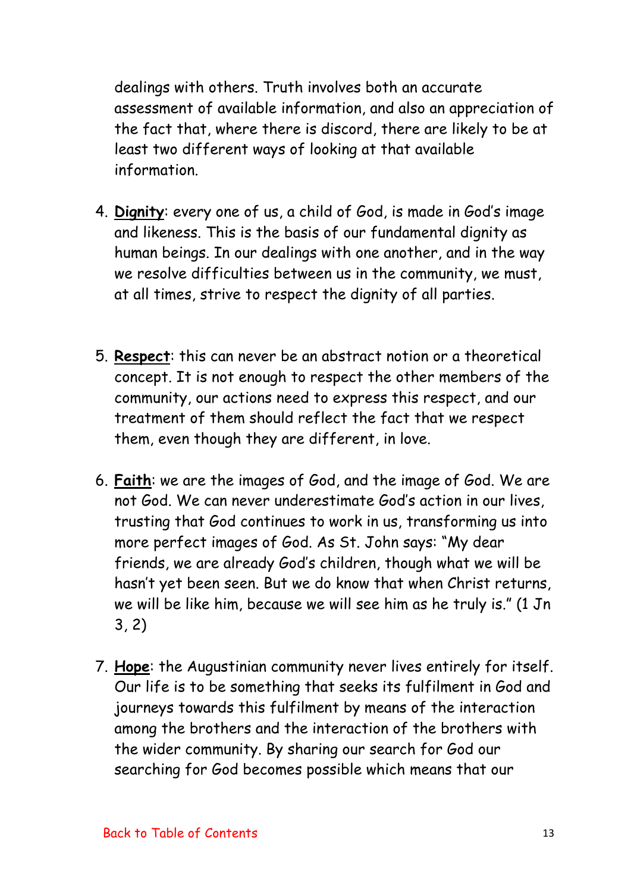dealings with others. Truth involves both an accurate assessment of available information, and also an appreciation of the fact that, where there is discord, there are likely to be at least two different ways of looking at that available information.

4. **Dignity**: every one of us, a child of God, is made in God's image and likeness. This is the basis of our fundamental dignity as human beings. In our dealings with one another, and in the way we resolve difficulties between us in the community, we must, at all times, strive to respect the dignity of all parties.

5. **Respect**: this can never be an abstract notion or a theoretical concept. It is not enough to respect the other members of the community, our actions need to express this respect, and our treatment of them should reflect the fact that we respect them, even though they are different, in love.

6. **Faith**: we are the images of God, and the image of God. We are not God. We can never underestimate God's action in our lives, trusting that God continues to work in us, transforming us into more perfect images of God. As St. John says: "My dear friends, we are already God's children, though what we will be hasn't yet been seen. But we do know that when Christ returns, we will be like him, because we will see him as he truly is." (1 Jn 3, 2)

7. **Hope**: the Augustinian community never lives entirely for itself. Our life is to be something that seeks its fulfilment in God and journeys towards this fulfilment by means of the interaction among the brothers and the interaction of the brothers with the wider community. By sharing our search for God our searching for God becomes possible which means that our

Back to Table of Contents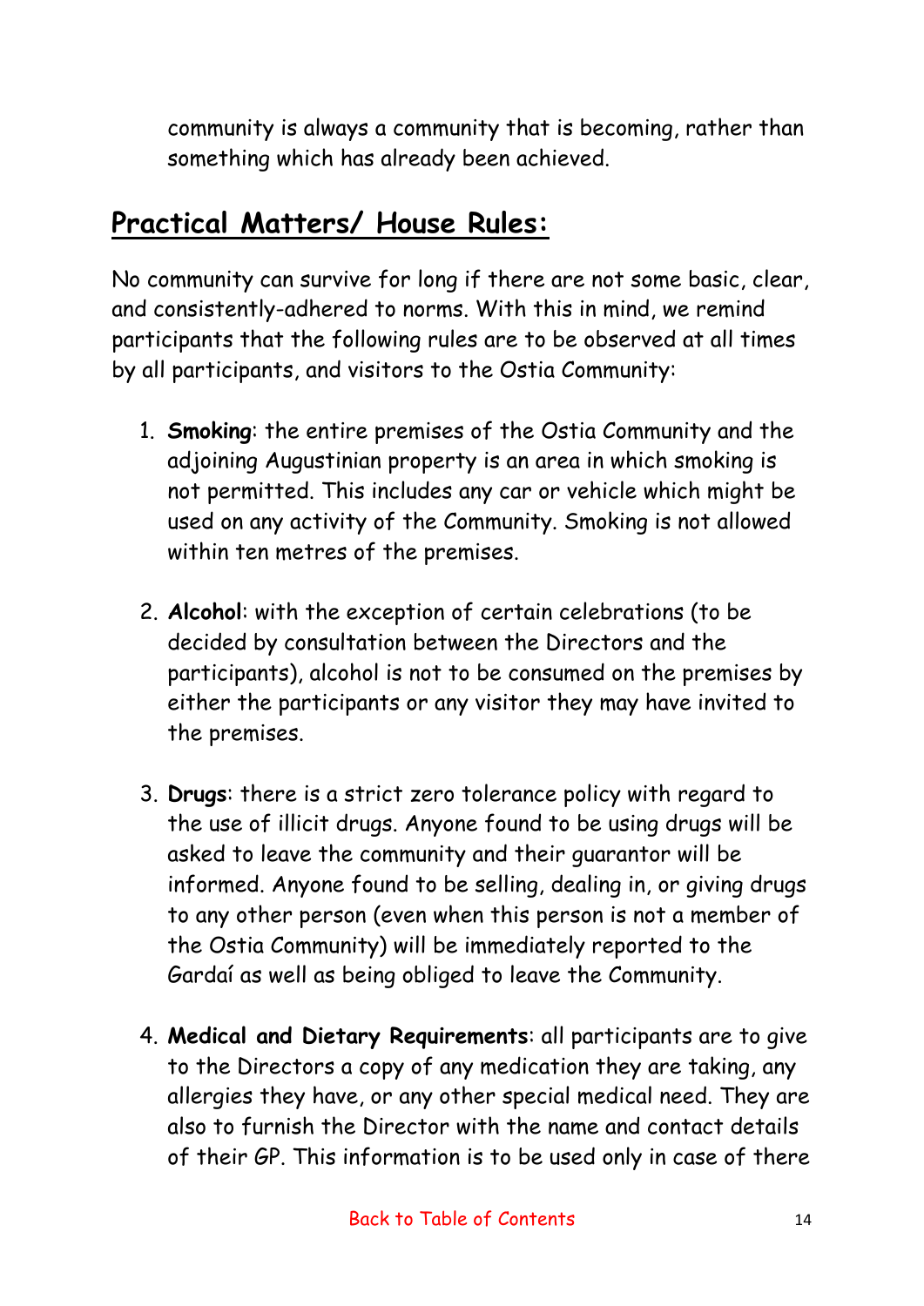community is always a community that is becoming, rather than something which has already been achieved.

## Practical Matters/ House Rules:

No community can survive for long if there are not some basic, clear, and consistently-adhered to norms. With this in mind, we remind participants that the following rules are to be observed at all times by all participants, and visitors to the Ostia Community:

1. **Smoking**: the entire premises of the Ostia Community and the adjoining Augustinian property is an area in which smoking is not permitted. This includes any car or vehicle which might be used on any activity of the Community. Smoking is not allowed within ten metres of the premises.

2. **Alcohol**: with the exception of certain celebrations (to be decided by consultation between the Directors and the participants), alcohol is not to be consumed on the premises by either the participants or any visitor they may have invited to the premises.

3. **Drugs**: there is a strict zero tolerance policy with regard to the use of illicit drugs. Anyone found to be using drugs will be asked to leave the community and their guarantor will be informed. Anyone found to be selling, dealing in, or giving drugs to any other person (even when this person is not a member of the Ostia Community) will be immediately reported to the Gardaí as well as being obliged to leave the Community.

4. **Medical and Dietary Requirements**: all participants are to give to the Directors a copy of any medication they are taking, any allergies they have, or any other special medical need. They are also to furnish the Director with the name and contact details of their GP. This information is to be used only in case of there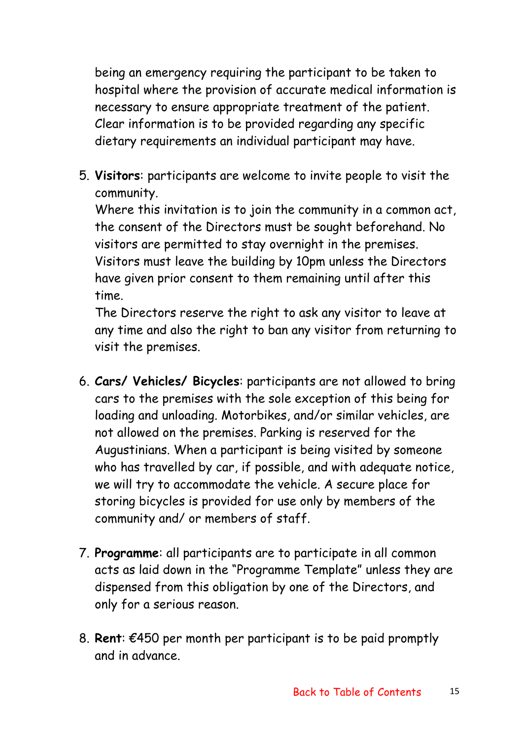being an emergency requiring the participant to be taken to hospital where the provision of accurate medical information is necessary to ensure appropriate treatment of the patient. Clear information is to be provided regarding any specific dietary requirements an individual participant may have.

5. **Visitors**: participants are welcome to invite people to visit the community.
   Where this invitation is to join the community in a common act, the consent of the Directors must be sought beforehand. No visitors are permitted to stay overnight in the premises. Visitors must leave the building by 10pm unless the Directors have given prior consent to them remaining until after this time.
   The Directors reserve the right to ask any visitor to leave at any time and also the right to ban any visitor from returning to visit the premises.

6. **Cars/ Vehicles/ Bicycles**: participants are not allowed to bring cars to the premises with the sole exception of this being for loading and unloading. Motorbikes, and/or similar vehicles, are not allowed on the premises. Parking is reserved for the Augustinians. When a participant is being visited by someone who has travelled by car, if possible, and with adequate notice, we will try to accommodate the vehicle. A secure place for storing bicycles is provided for use only by members of the community and/ or members of staff.

7. **Programme**: all participants are to participate in all common acts as laid down in the "Programme Template" unless they are dispensed from this obligation by one of the Directors, and only for a serious reason.

8. **Rent**: €450 per month per participant is to be paid promptly and in advance.

Back to Table of Contents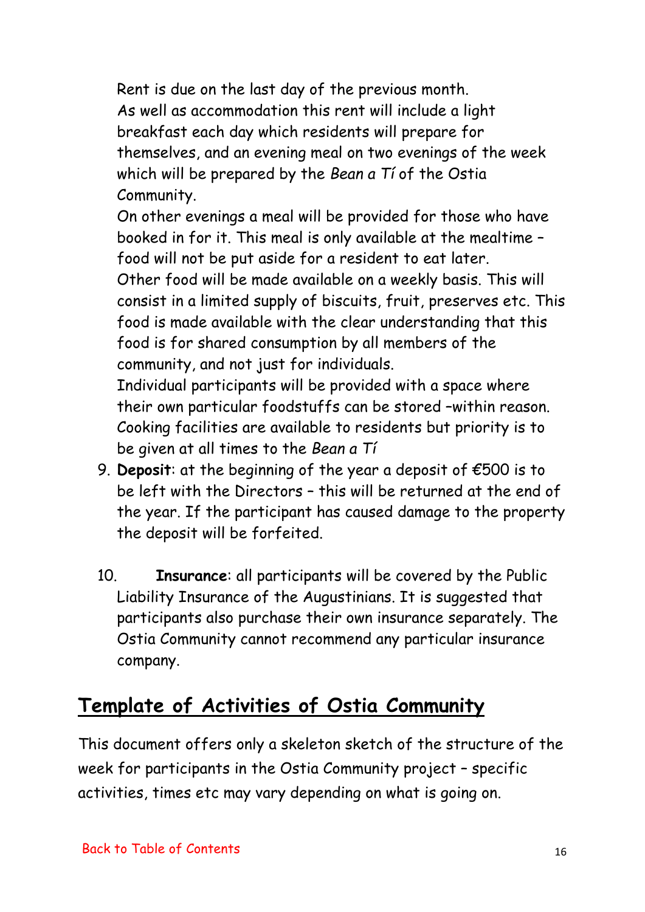Rent is due on the last day of the previous month.
As well as accommodation this rent will include a light breakfast each day which residents will prepare for themselves, and an evening meal on two evenings of the week which will be prepared by the *Bean a Tí* of the Ostia Community.
On other evenings a meal will be provided for those who have booked in for it. This meal is only available at the mealtime – food will not be put aside for a resident to eat later.
Other food will be made available on a weekly basis. This will consist in a limited supply of biscuits, fruit, preserves etc. This food is made available with the clear understanding that this food is for shared consumption by all members of the community, and not just for individuals.
Individual participants will be provided with a space where their own particular foodstuffs can be stored –within reason.
Cooking facilities are available to residents but priority is to be given at all times to the *Bean a Tí*

9. **Deposit**: at the beginning of the year a deposit of €500 is to be left with the Directors – this will be returned at the end of the year. If the participant has caused damage to the property the deposit will be forfeited.

10. **Insurance**: all participants will be covered by the Public Liability Insurance of the Augustinians. It is suggested that participants also purchase their own insurance separately. The Ostia Community cannot recommend any particular insurance company.

## Template of Activities of Ostia Community

This document offers only a skeleton sketch of the structure of the week for participants in the Ostia Community project – specific activities, times etc may vary depending on what is going on.

Back to Table of Contents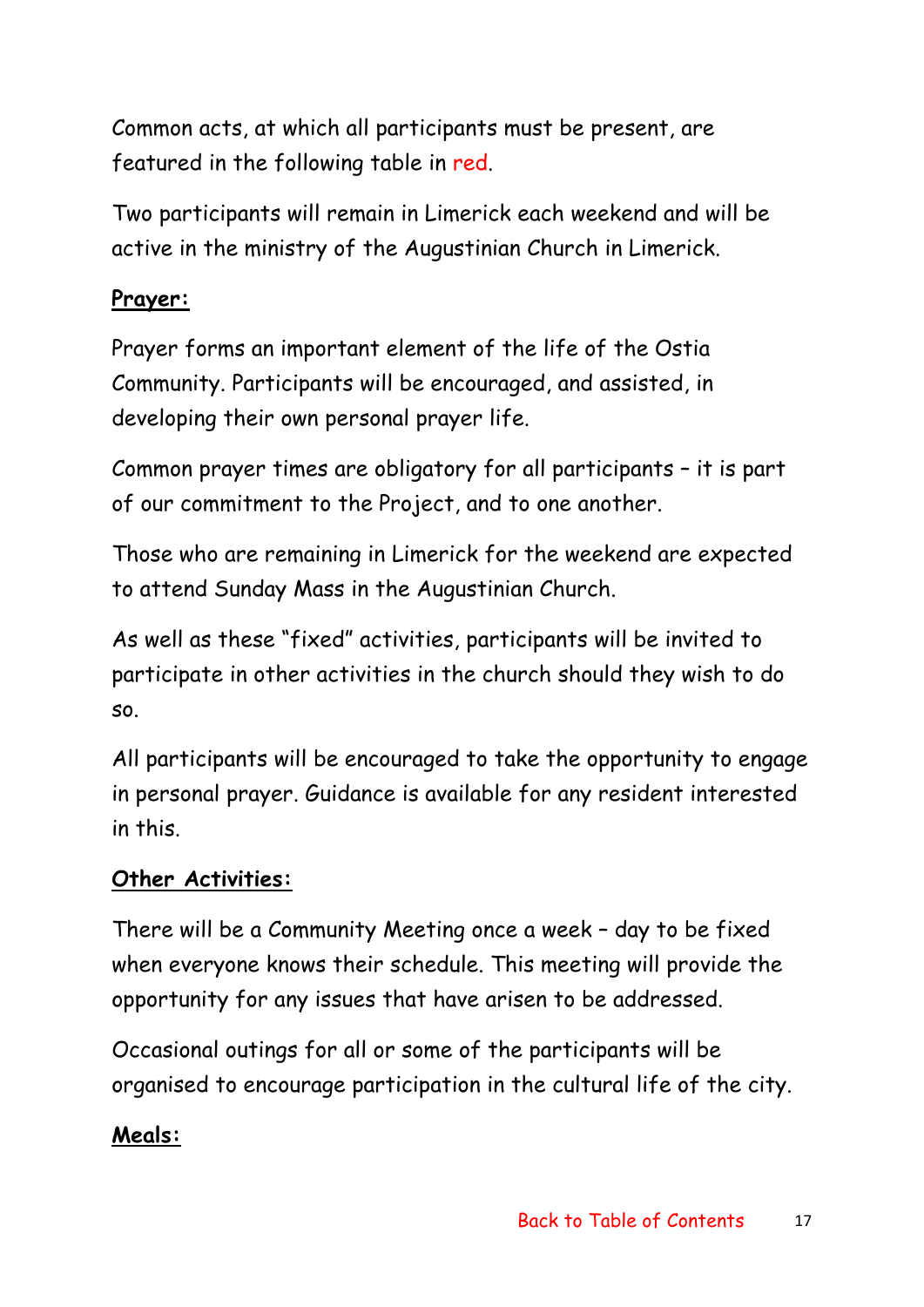Common acts, at which all participants must be present, are featured in the following table in red.

Two participants will remain in Limerick each weekend and will be active in the ministry of the Augustinian Church in Limerick.

**Prayer:**

Prayer forms an important element of the life of the Ostia Community. Participants will be encouraged, and assisted, in developing their own personal prayer life.

Common prayer times are obligatory for all participants – it is part of our commitment to the Project, and to one another.

Those who are remaining in Limerick for the weekend are expected to attend Sunday Mass in the Augustinian Church.

As well as these "fixed" activities, participants will be invited to participate in other activities in the church should they wish to do so.

All participants will be encouraged to take the opportunity to engage in personal prayer. Guidance is available for any resident interested in this.

**Other Activities:**

There will be a Community Meeting once a week – day to be fixed when everyone knows their schedule. This meeting will provide the opportunity for any issues that have arisen to be addressed.

Occasional outings for all or some of the participants will be organised to encourage participation in the cultural life of the city.

**Meals:**

Back to Table of Contents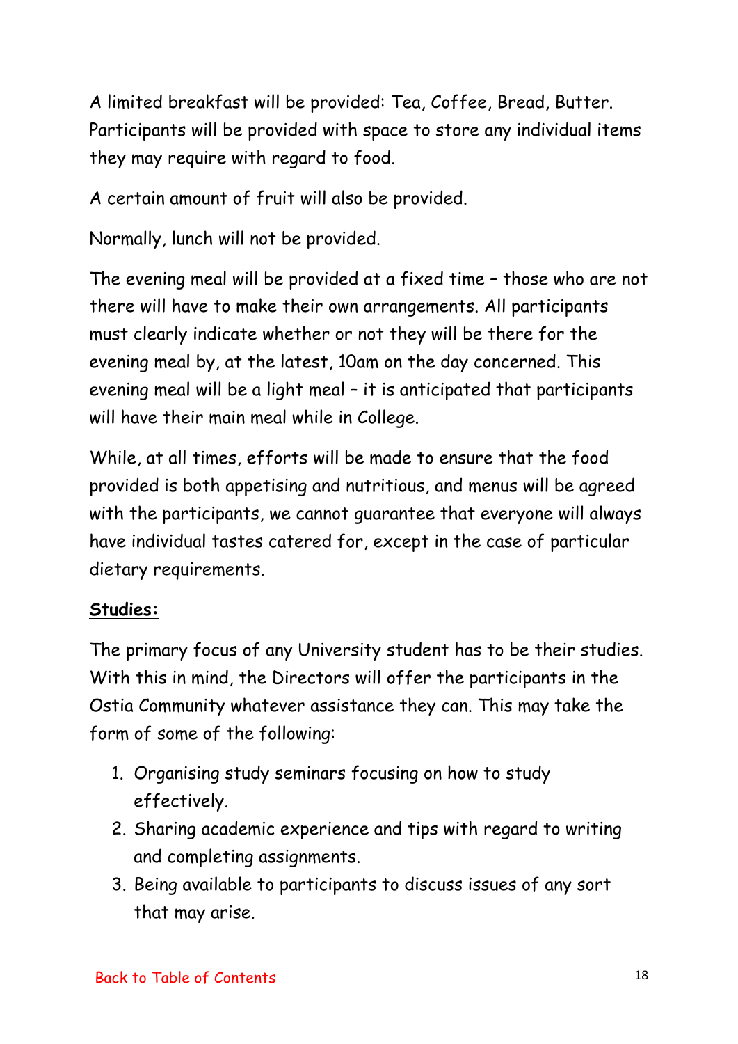A limited breakfast will be provided: Tea, Coffee, Bread, Butter. Participants will be provided with space to store any individual items they may require with regard to food.

A certain amount of fruit will also be provided.

Normally, lunch will not be provided.

The evening meal will be provided at a fixed time – those who are not there will have to make their own arrangements. All participants must clearly indicate whether or not they will be there for the evening meal by, at the latest, 10am on the day concerned. This evening meal will be a light meal – it is anticipated that participants will have their main meal while in College.

While, at all times, efforts will be made to ensure that the food provided is both appetising and nutritious, and menus will be agreed with the participants, we cannot guarantee that everyone will always have individual tastes catered for, except in the case of particular dietary requirements.

**Studies:**

The primary focus of any University student has to be their studies. With this in mind, the Directors will offer the participants in the Ostia Community whatever assistance they can. This may take the form of some of the following:

1. Organising study seminars focusing on how to study effectively.
2. Sharing academic experience and tips with regard to writing and completing assignments.
3. Being available to participants to discuss issues of any sort that may arise.

Back to Table of Contents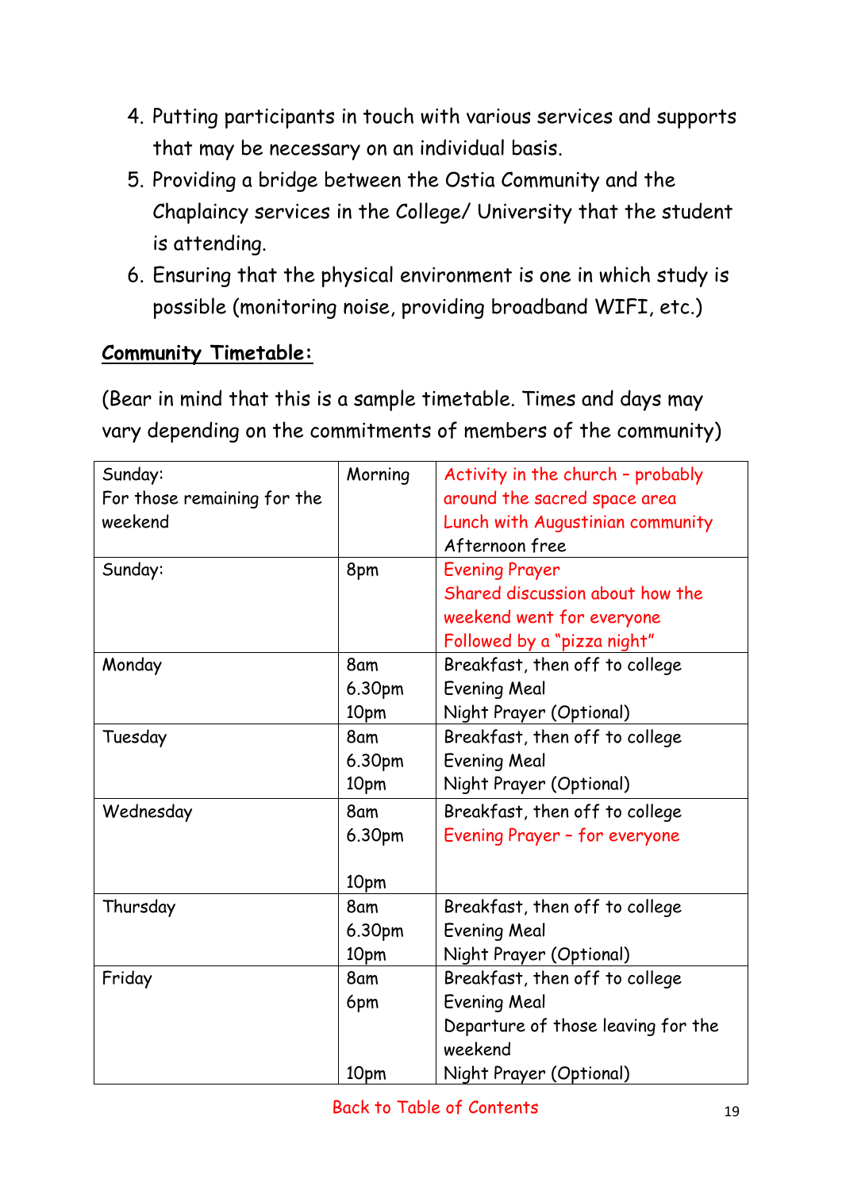4. Putting participants in touch with various services and supports that may be necessary on an individual basis.
5. Providing a bridge between the Ostia Community and the Chaplaincy services in the College/ University that the student is attending.
6. Ensuring that the physical environment is one in which study is possible (monitoring noise, providing broadband WIFI, etc.)

**Community Timetable:**

(Bear in mind that this is a sample timetable. Times and days may vary depending on the commitments of members of the community)

| | | |
|---|---|---|
| Sunday:<br>For those remaining for the weekend | Morning | Activity in the church – probably around the sacred space area<br>Lunch with Augustinian community<br>Afternoon free |
| Sunday: | 8pm | Evening Prayer<br>Shared discussion about how the weekend went for everyone<br>Followed by a "pizza night" |
| Monday | 8am<br>6.30pm<br>10pm | Breakfast, then off to college<br>Evening Meal<br>Night Prayer (Optional) |
| Tuesday | 8am<br>6.30pm<br>10pm | Breakfast, then off to college<br>Evening Meal<br>Night Prayer (Optional) |
| Wednesday | 8am<br>6.30pm<br><br>10pm | Breakfast, then off to college<br>Evening Prayer – for everyone |
| Thursday | 8am<br>6.30pm<br>10pm | Breakfast, then off to college<br>Evening Meal<br>Night Prayer (Optional) |
| Friday | 8am<br>6pm<br><br><br>10pm | Breakfast, then off to college<br>Evening Meal<br>Departure of those leaving for the weekend<br>Night Prayer (Optional) |

Back to Table of Contents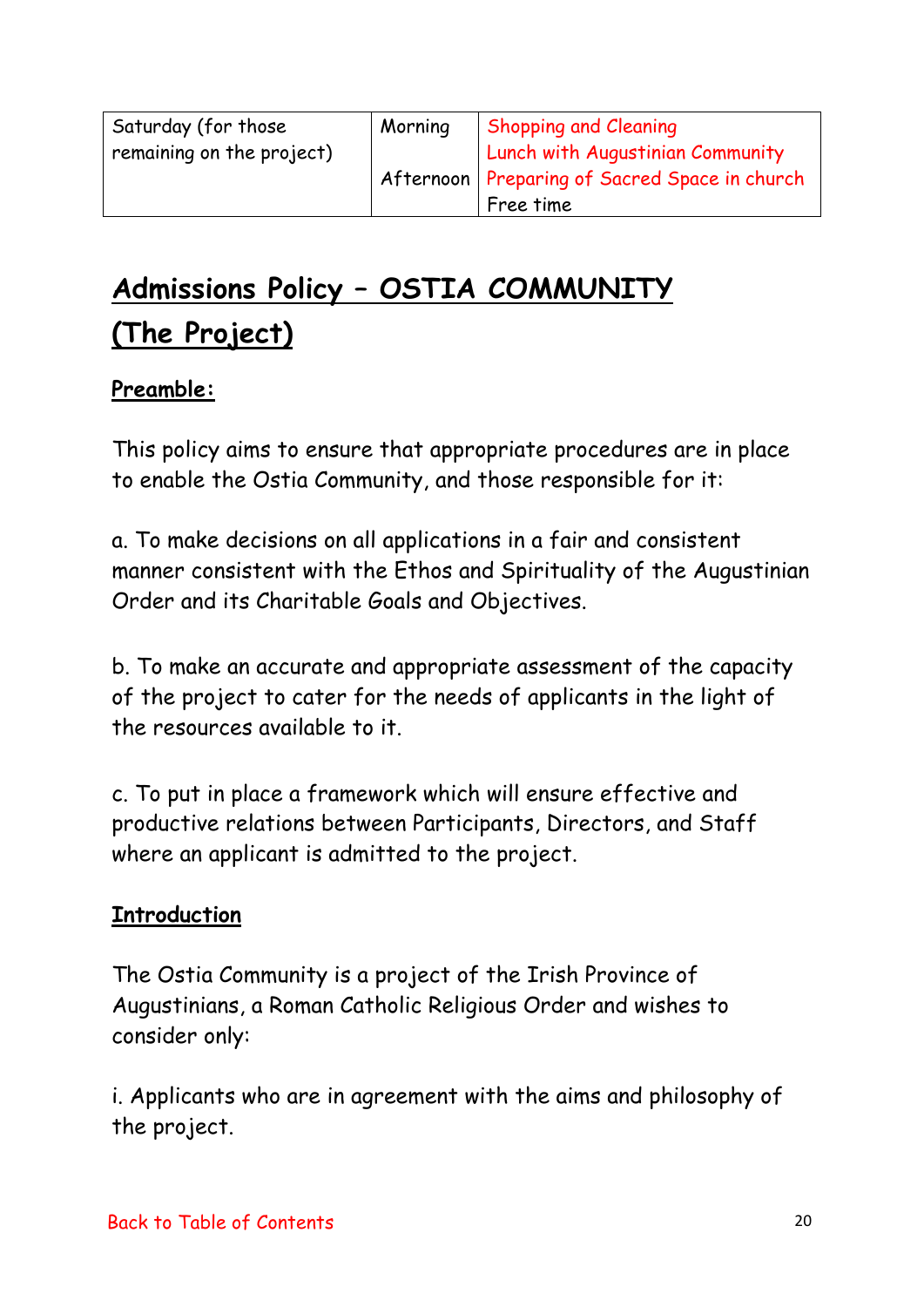| Saturday (for those remaining on the project) | Morning | Shopping and Cleaning<br>Lunch with Augustinian Community |
|---|---|---|
| | Afternoon | Preparing of Sacred Space in church<br>Free time |

# Admissions Policy – OSTIA COMMUNITY (The Project)

## Preamble:

This policy aims to ensure that appropriate procedures are in place to enable the Ostia Community, and those responsible for it:

a. To make decisions on all applications in a fair and consistent manner consistent with the Ethos and Spirituality of the Augustinian Order and its Charitable Goals and Objectives.

b. To make an accurate and appropriate assessment of the capacity of the project to cater for the needs of applicants in the light of the resources available to it.

c. To put in place a framework which will ensure effective and productive relations between Participants, Directors, and Staff where an applicant is admitted to the project.

## Introduction

The Ostia Community is a project of the Irish Province of Augustinians, a Roman Catholic Religious Order and wishes to consider only:

i. Applicants who are in agreement with the aims and philosophy of the project.

Back to Table of Contents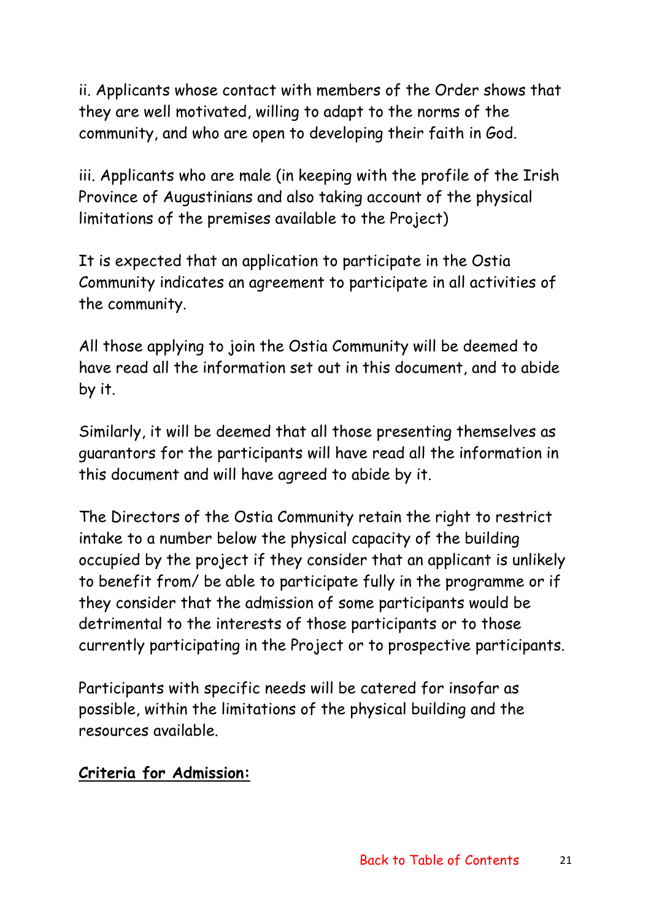ii. Applicants whose contact with members of the Order shows that they are well motivated, willing to adapt to the norms of the community, and who are open to developing their faith in God.

iii. Applicants who are male (in keeping with the profile of the Irish Province of Augustinians and also taking account of the physical limitations of the premises available to the Project)

It is expected that an application to participate in the Ostia Community indicates an agreement to participate in all activities of the community.

All those applying to join the Ostia Community will be deemed to have read all the information set out in this document, and to abide by it.

Similarly, it will be deemed that all those presenting themselves as guarantors for the participants will have read all the information in this document and will have agreed to abide by it.

The Directors of the Ostia Community retain the right to restrict intake to a number below the physical capacity of the building occupied by the project if they consider that an applicant is unlikely to benefit from/ be able to participate fully in the programme or if they consider that the admission of some participants would be detrimental to the interests of those participants or to those currently participating in the Project or to prospective participants.

Participants with specific needs will be catered for insofar as possible, within the limitations of the physical building and the resources available.

**Criteria for Admission:**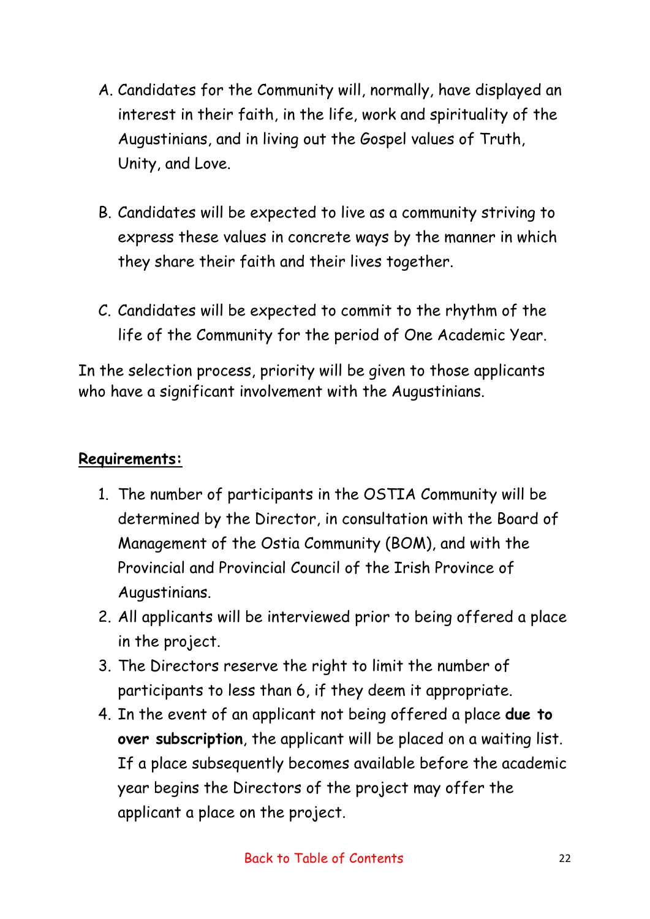A. Candidates for the Community will, normally, have displayed an interest in their faith, in the life, work and spirituality of the Augustinians, and in living out the Gospel values of Truth, Unity, and Love.

B. Candidates will be expected to live as a community striving to express these values in concrete ways by the manner in which they share their faith and their lives together.

C. Candidates will be expected to commit to the rhythm of the life of the Community for the period of One Academic Year.

In the selection process, priority will be given to those applicants who have a significant involvement with the Augustinians.

**Requirements:**

1. The number of participants in the OSTIA Community will be determined by the Director, in consultation with the Board of Management of the Ostia Community (BOM), and with the Provincial and Provincial Council of the Irish Province of Augustinians.
2. All applicants will be interviewed prior to being offered a place in the project.
3. The Directors reserve the right to limit the number of participants to less than 6, if they deem it appropriate.
4. In the event of an applicant not being offered a place **due to over subscription**, the applicant will be placed on a waiting list. If a place subsequently becomes available before the academic year begins the Directors of the project may offer the applicant a place on the project.

Back to Table of Contents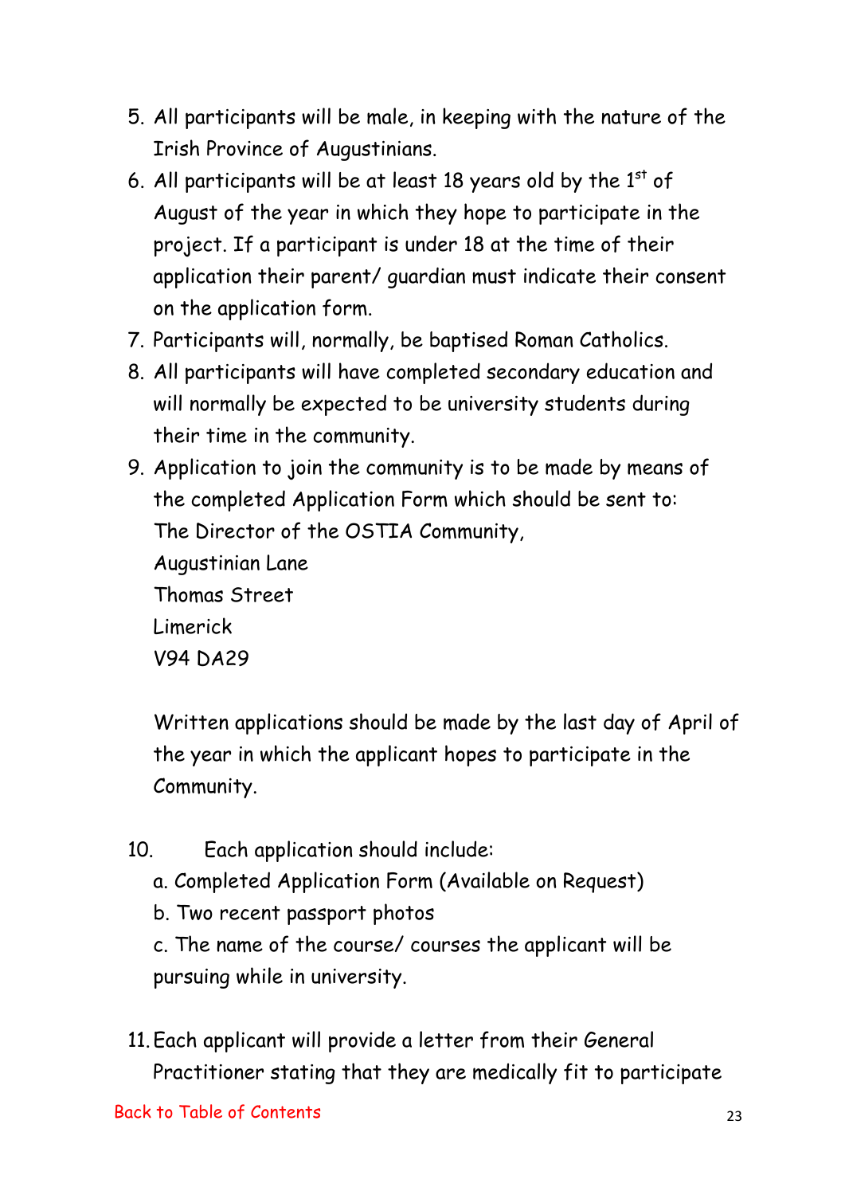5. All participants will be male, in keeping with the nature of the Irish Province of Augustinians.
6. All participants will be at least 18 years old by the 1st of August of the year in which they hope to participate in the project. If a participant is under 18 at the time of their application their parent/ guardian must indicate their consent on the application form.
7. Participants will, normally, be baptised Roman Catholics.
8. All participants will have completed secondary education and will normally be expected to be university students during their time in the community.
9. Application to join the community is to be made by means of the completed Application Form which should be sent to:  
   The Director of the OSTIA Community,  
   Augustinian Lane  
   Thomas Street  
   Limerick  
   V94 DA29

   Written applications should be made by the last day of April of the year in which the applicant hopes to participate in the Community.

10. Each application should include:  
    a. Completed Application Form (Available on Request)  
    b. Two recent passport photos  
    c. The name of the course/ courses the applicant will be pursuing while in university.

11. Each applicant will provide a letter from their General Practitioner stating that they are medically fit to participate

Back to Table of Contents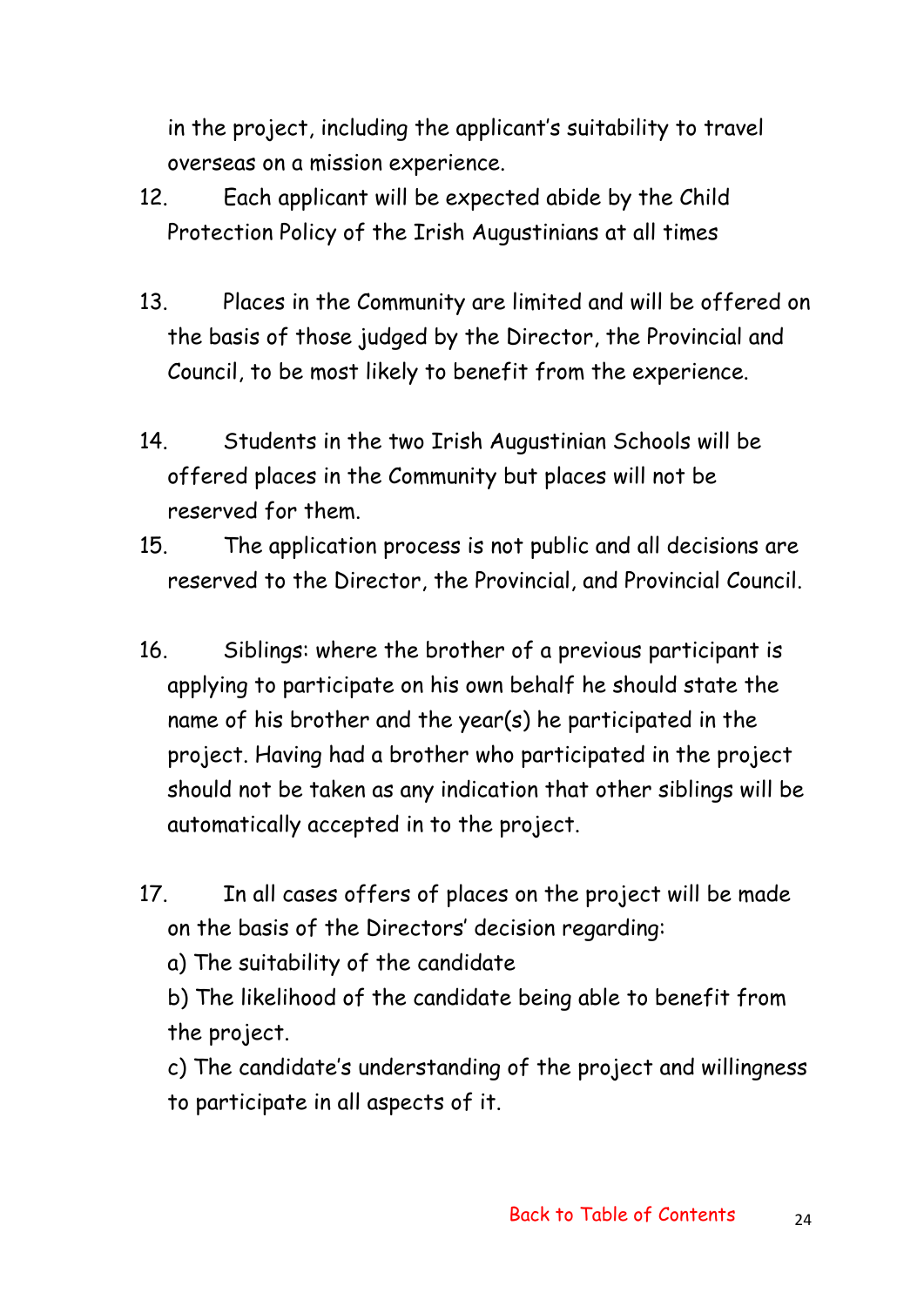in the project, including the applicant's suitability to travel overseas on a mission experience.

12. Each applicant will be expected abide by the Child Protection Policy of the Irish Augustinians at all times

13. Places in the Community are limited and will be offered on the basis of those judged by the Director, the Provincial and Council, to be most likely to benefit from the experience.

14. Students in the two Irish Augustinian Schools will be offered places in the Community but places will not be reserved for them.

15. The application process is not public and all decisions are reserved to the Director, the Provincial, and Provincial Council.

16. Siblings: where the brother of a previous participant is applying to participate on his own behalf he should state the name of his brother and the year(s) he participated in the project. Having had a brother who participated in the project should not be taken as any indication that other siblings will be automatically accepted in to the project.

17. In all cases offers of places on the project will be made on the basis of the Directors' decision regarding:
    a) The suitability of the candidate
    b) The likelihood of the candidate being able to benefit from the project.
    c) The candidate's understanding of the project and willingness to participate in all aspects of it.

Back to Table of Contents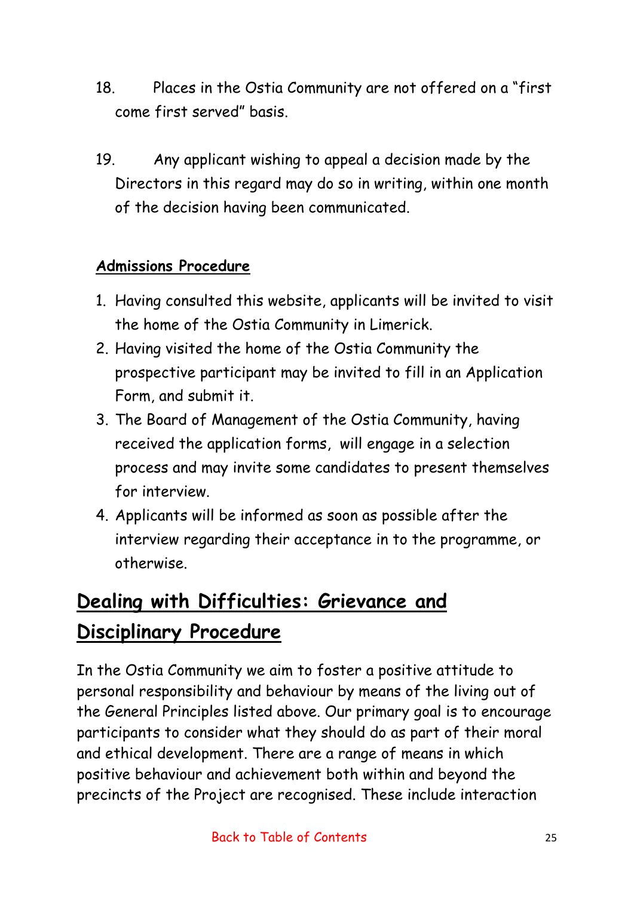18. Places in the Ostia Community are not offered on a "first come first served" basis.

19. Any applicant wishing to appeal a decision made by the Directors in this regard may do so in writing, within one month of the decision having been communicated.

**Admissions Procedure**

1. Having consulted this website, applicants will be invited to visit the home of the Ostia Community in Limerick.
2. Having visited the home of the Ostia Community the prospective participant may be invited to fill in an Application Form, and submit it.
3. The Board of Management of the Ostia Community, having received the application forms, will engage in a selection process and may invite some candidates to present themselves for interview.
4. Applicants will be informed as soon as possible after the interview regarding their acceptance in to the programme, or otherwise.

## Dealing with Difficulties: Grievance and Disciplinary Procedure

In the Ostia Community we aim to foster a positive attitude to personal responsibility and behaviour by means of the living out of the General Principles listed above. Our primary goal is to encourage participants to consider what they should do as part of their moral and ethical development. There are a range of means in which positive behaviour and achievement both within and beyond the precincts of the Project are recognised. These include interaction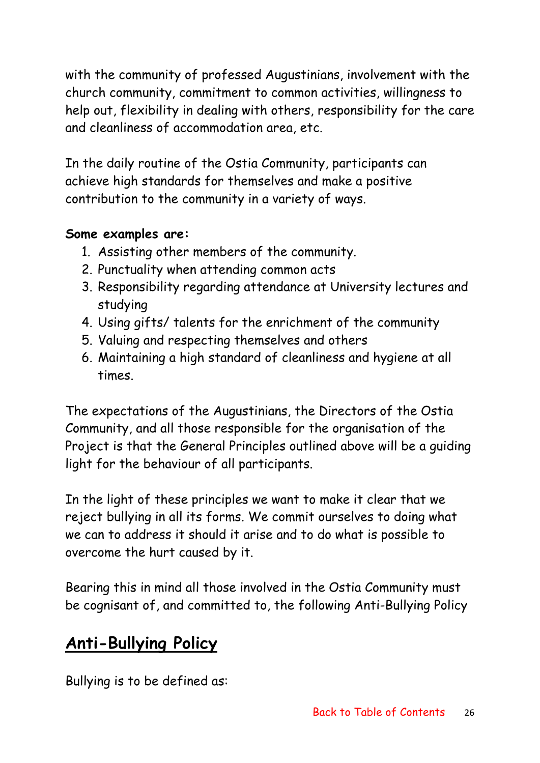with the community of professed Augustinians, involvement with the church community, commitment to common activities, willingness to help out, flexibility in dealing with others, responsibility for the care and cleanliness of accommodation area, etc.

In the daily routine of the Ostia Community, participants can achieve high standards for themselves and make a positive contribution to the community in a variety of ways.

**Some examples are:**

1. Assisting other members of the community.
2. Punctuality when attending common acts
3. Responsibility regarding attendance at University lectures and studying
4. Using gifts/ talents for the enrichment of the community
5. Valuing and respecting themselves and others
6. Maintaining a high standard of cleanliness and hygiene at all times.

The expectations of the Augustinians, the Directors of the Ostia Community, and all those responsible for the organisation of the Project is that the General Principles outlined above will be a guiding light for the behaviour of all participants.

In the light of these principles we want to make it clear that we reject bullying in all its forms. We commit ourselves to doing what we can to address it should it arise and to do what is possible to overcome the hurt caused by it.

Bearing this in mind all those involved in the Ostia Community must be cognisant of, and committed to, the following Anti-Bullying Policy

## Anti-Bullying Policy

Bullying is to be defined as: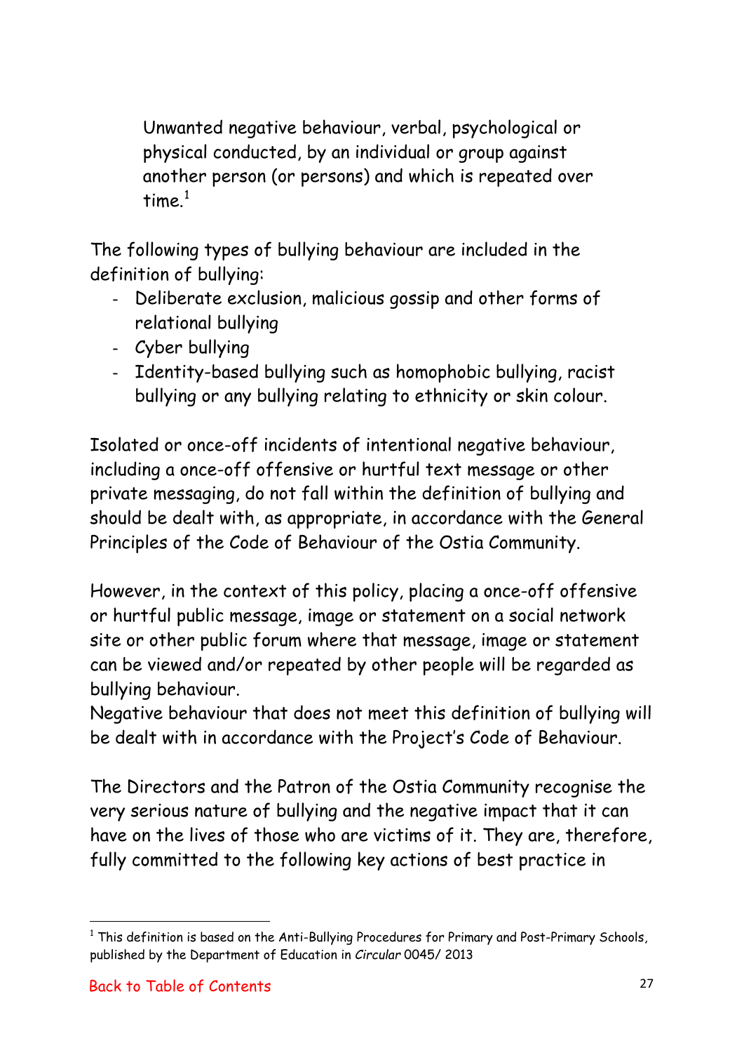> Unwanted negative behaviour, verbal, psychological or physical conducted, by an individual or group against another person (or persons) and which is repeated over time.[1]

The following types of bullying behaviour are included in the definition of bullying:

- Deliberate exclusion, malicious gossip and other forms of relational bullying
- Cyber bullying
- Identity-based bullying such as homophobic bullying, racist bullying or any bullying relating to ethnicity or skin colour.

Isolated or once-off incidents of intentional negative behaviour, including a once-off offensive or hurtful text message or other private messaging, do not fall within the definition of bullying and should be dealt with, as appropriate, in accordance with the General Principles of the Code of Behaviour of the Ostia Community.

However, in the context of this policy, placing a once-off offensive or hurtful public message, image or statement on a social network site or other public forum where that message, image or statement can be viewed and/or repeated by other people will be regarded as bullying behaviour.
Negative behaviour that does not meet this definition of bullying will be dealt with in accordance with the Project's Code of Behaviour.

The Directors and the Patron of the Ostia Community recognise the very serious nature of bullying and the negative impact that it can have on the lives of those who are victims of it. They are, therefore, fully committed to the following key actions of best practice in

[1] This definition is based on the Anti-Bullying Procedures for Primary and Post-Primary Schools, published by the Department of Education in *Circular* 0045/ 2013

Back to Table of Contents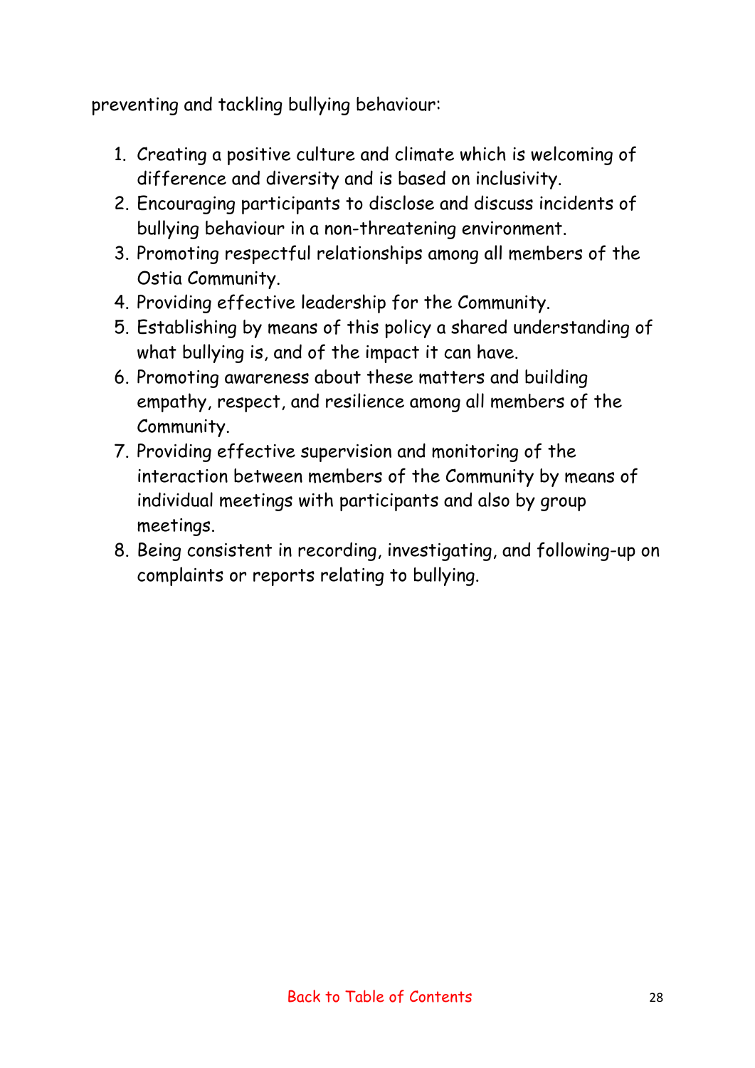preventing and tackling bullying behaviour:

1. Creating a positive culture and climate which is welcoming of difference and diversity and is based on inclusivity.
2. Encouraging participants to disclose and discuss incidents of bullying behaviour in a non-threatening environment.
3. Promoting respectful relationships among all members of the Ostia Community.
4. Providing effective leadership for the Community.
5. Establishing by means of this policy a shared understanding of what bullying is, and of the impact it can have.
6. Promoting awareness about these matters and building empathy, respect, and resilience among all members of the Community.
7. Providing effective supervision and monitoring of the interaction between members of the Community by means of individual meetings with participants and also by group meetings.
8. Being consistent in recording, investigating, and following-up on complaints or reports relating to bullying.

Back to Table of Contents